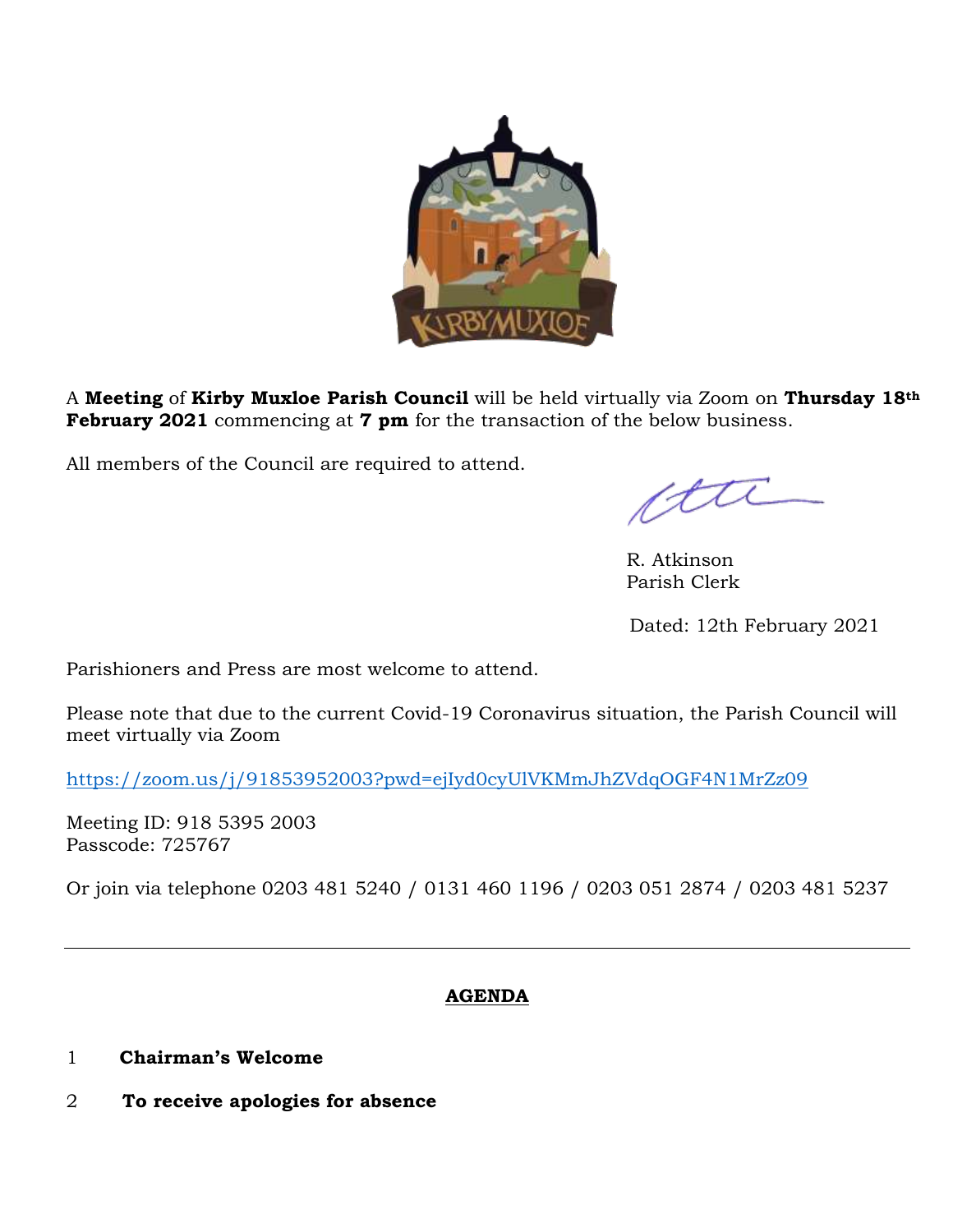A **Meeting** of **Kirby Muxloe Parish Council** will be held virtually via Zoom on **Thursday 18th February 2021** commencing at **7 pm** for the transaction of the below business.

All members of the Council are required to attend.

R. Atkinson
Parish Clerk

Dated: 12th February 2021

Parishioners and Press are most welcome to attend.

Please note that due to the current Covid-19 Coronavirus situation, the Parish Council will meet virtually via Zoom

https://zoom.us/j/91853952003?pwd=ejIyd0cyUlVKMmJhZVdqOGF4N1MrZz09

Meeting ID: 918 5395 2003
Passcode: 725767

Or join via telephone 0203 481 5240 / 0131 460 1196 / 0203 051 2874 / 0203 481 5237

---

## AGENDA

1 **Chairman's Welcome**

2 **To receive apologies for absence**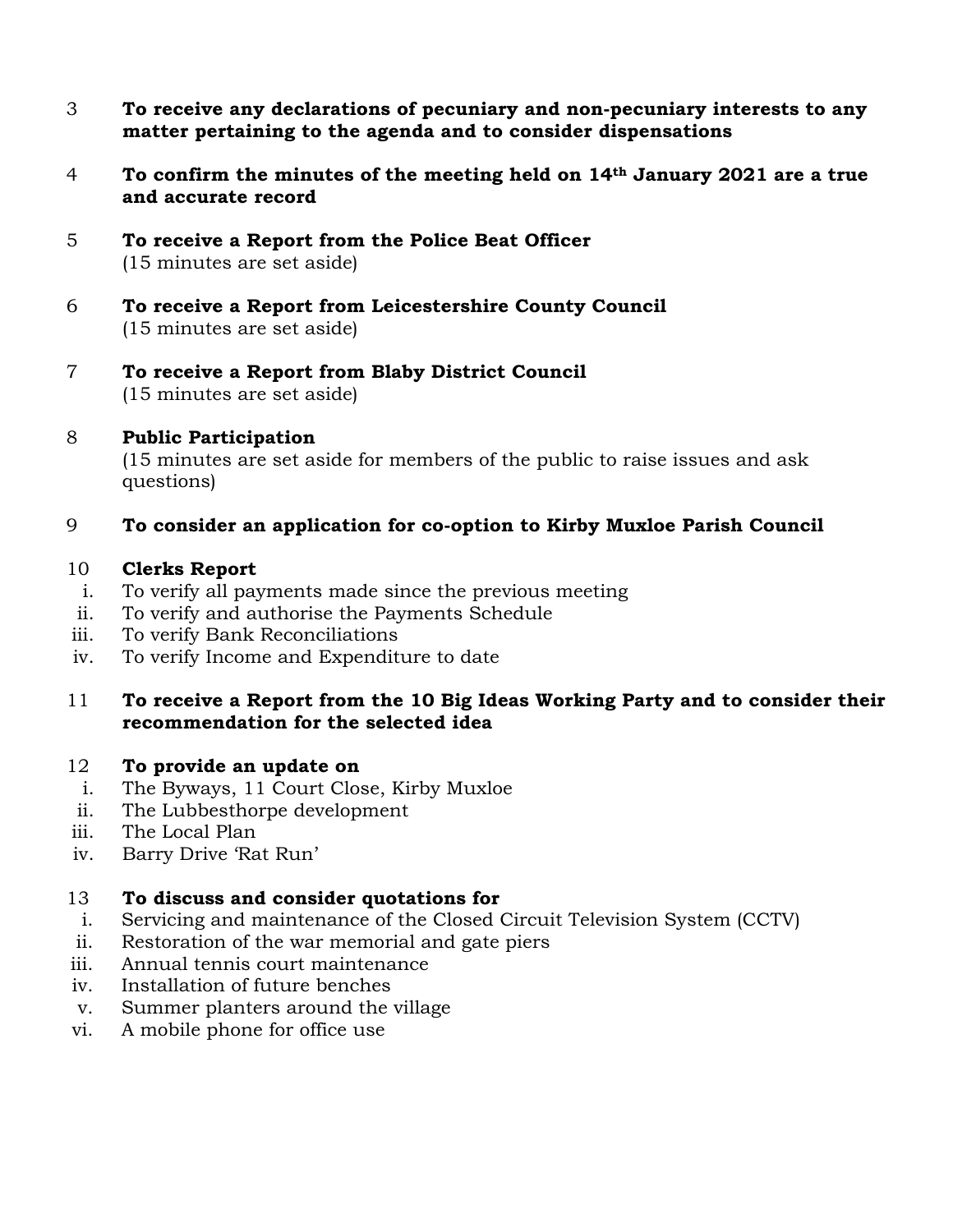3 **To receive any declarations of pecuniary and non-pecuniary interests to any matter pertaining to the agenda and to consider dispensations**

4 **To confirm the minutes of the meeting held on 14th January 2021 are a true and accurate record**

5 **To receive a Report from the Police Beat Officer**
(15 minutes are set aside)

6 **To receive a Report from Leicestershire County Council**
(15 minutes are set aside)

7 **To receive a Report from Blaby District Council**
(15 minutes are set aside)

8 **Public Participation**
(15 minutes are set aside for members of the public to raise issues and ask questions)

9 **To consider an application for co-option to Kirby Muxloe Parish Council**

10 **Clerks Report**

i. To verify all payments made since the previous meeting
ii. To verify and authorise the Payments Schedule
iii. To verify Bank Reconciliations
iv. To verify Income and Expenditure to date

11 **To receive a Report from the 10 Big Ideas Working Party and to consider their recommendation for the selected idea**

12 **To provide an update on**

i. The Byways, 11 Court Close, Kirby Muxloe
ii. The Lubbesthorpe development
iii. The Local Plan
iv. Barry Drive 'Rat Run'

13 **To discuss and consider quotations for**

i. Servicing and maintenance of the Closed Circuit Television System (CCTV)
ii. Restoration of the war memorial and gate piers
iii. Annual tennis court maintenance
iv. Installation of future benches
v. Summer planters around the village
vi. A mobile phone for office use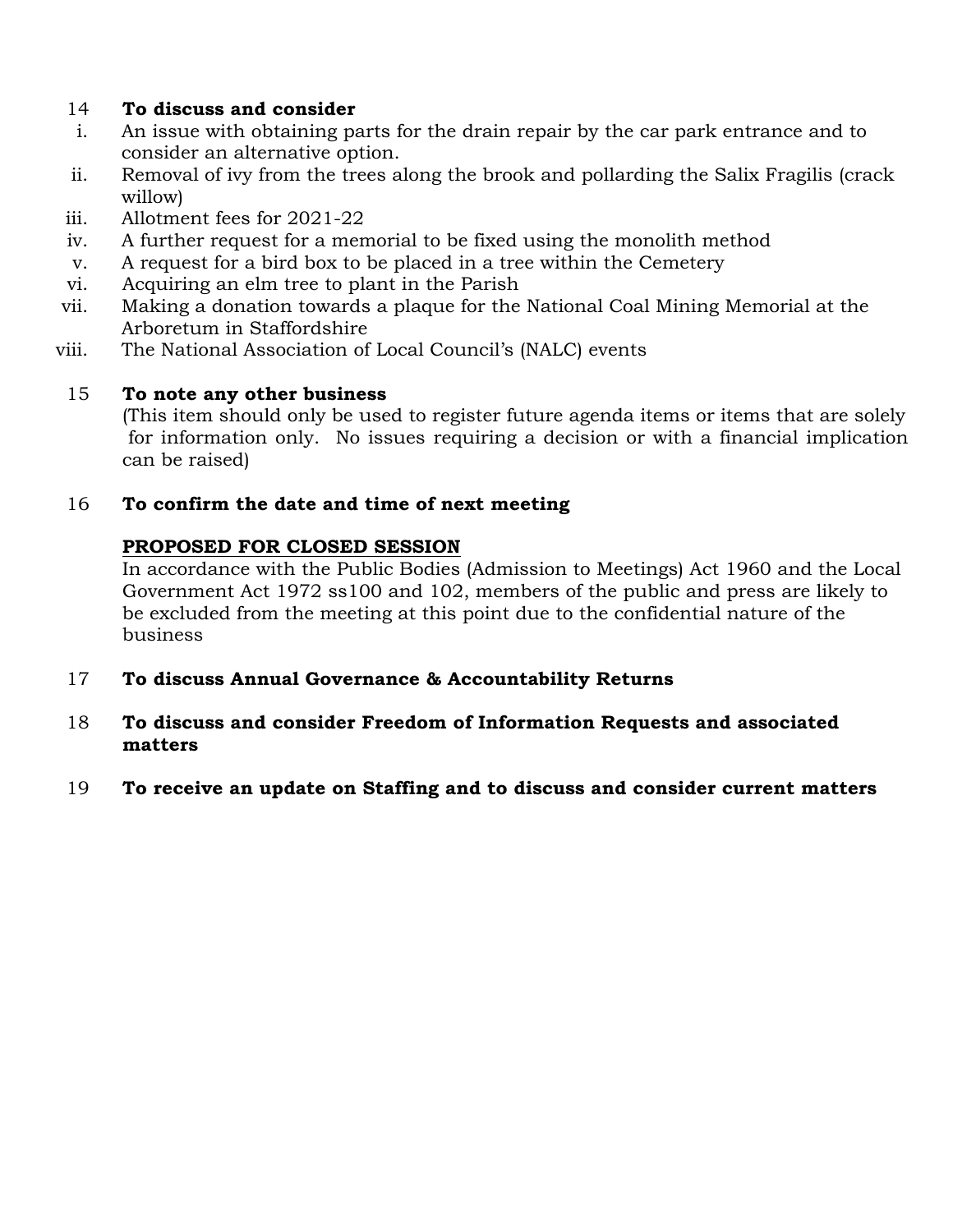14 **To discuss and consider**

i. An issue with obtaining parts for the drain repair by the car park entrance and to consider an alternative option.
ii. Removal of ivy from the trees along the brook and pollarding the Salix Fragilis (crack willow)
iii. Allotment fees for 2021-22
iv. A further request for a memorial to be fixed using the monolith method
v. A request for a bird box to be placed in a tree within the Cemetery
vi. Acquiring an elm tree to plant in the Parish
vii. Making a donation towards a plaque for the National Coal Mining Memorial at the Arboretum in Staffordshire
viii. The National Association of Local Council's (NALC) events

15 **To note any other business**

(This item should only be used to register future agenda items or items that are solely for information only. No issues requiring a decision or with a financial implication can be raised)

16 **To confirm the date and time of next meeting**

**PROPOSED FOR CLOSED SESSION**

In accordance with the Public Bodies (Admission to Meetings) Act 1960 and the Local Government Act 1972 ss100 and 102, members of the public and press are likely to be excluded from the meeting at this point due to the confidential nature of the business

17 **To discuss Annual Governance & Accountability Returns**

18 **To discuss and consider Freedom of Information Requests and associated matters**

19 **To receive an update on Staffing and to discuss and consider current matters**